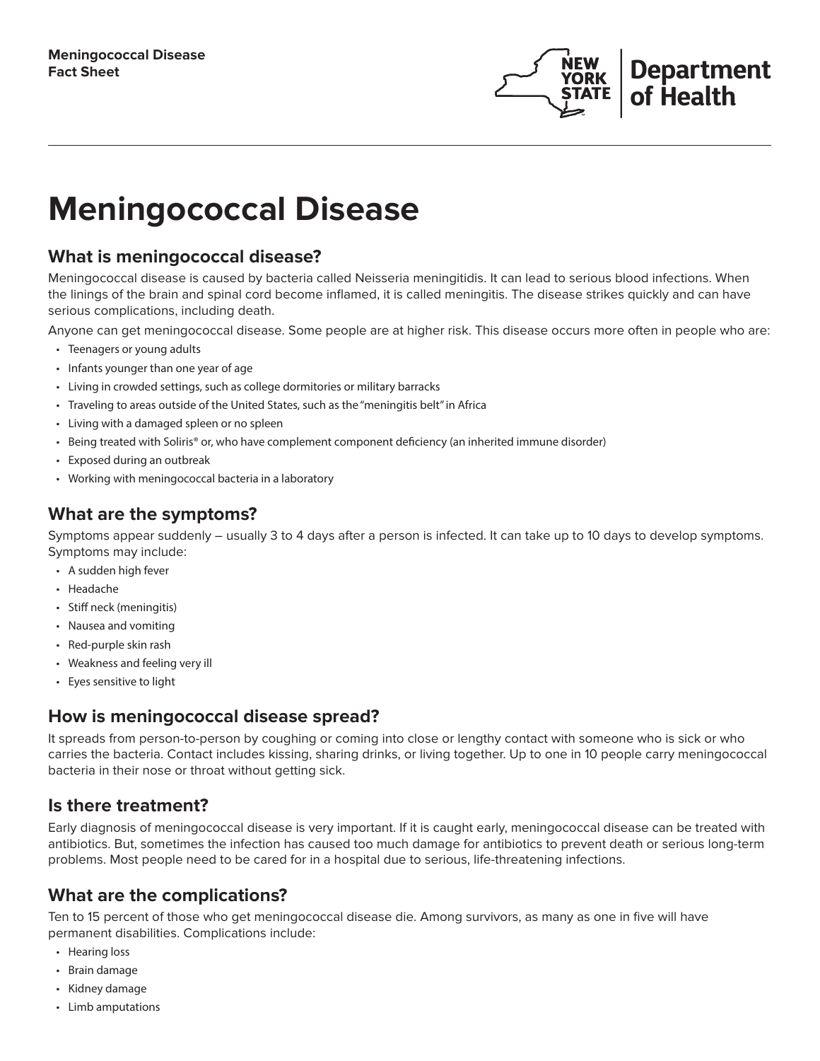**Meningococcal Disease**
**Fact Sheet**

# Meningococcal Disease

## What is meningococcal disease?

Meningococcal disease is caused by bacteria called Neisseria meningitidis. It can lead to serious blood infections. When the linings of the brain and spinal cord become inflamed, it is called meningitis. The disease strikes quickly and can have serious complications, including death.

Anyone can get meningococcal disease. Some people are at higher risk. This disease occurs more often in people who are:

- Teenagers or young adults
- Infants younger than one year of age
- Living in crowded settings, such as college dormitories or military barracks
- Traveling to areas outside of the United States, such as the "meningitis belt" in Africa
- Living with a damaged spleen or no spleen
- Being treated with Soliris® or, who have complement component deficiency (an inherited immune disorder)
- Exposed during an outbreak
- Working with meningococcal bacteria in a laboratory

## What are the symptoms?

Symptoms appear suddenly – usually 3 to 4 days after a person is infected. It can take up to 10 days to develop symptoms. Symptoms may include:

- A sudden high fever
- Headache
- Stiff neck (meningitis)
- Nausea and vomiting
- Red-purple skin rash
- Weakness and feeling very ill
- Eyes sensitive to light

## How is meningococcal disease spread?

It spreads from person-to-person by coughing or coming into close or lengthy contact with someone who is sick or who carries the bacteria. Contact includes kissing, sharing drinks, or living together. Up to one in 10 people carry meningococcal bacteria in their nose or throat without getting sick.

## Is there treatment?

Early diagnosis of meningococcal disease is very important. If it is caught early, meningococcal disease can be treated with antibiotics. But, sometimes the infection has caused too much damage for antibiotics to prevent death or serious long-term problems. Most people need to be cared for in a hospital due to serious, life-threatening infections.

## What are the complications?

Ten to 15 percent of those who get meningococcal disease die. Among survivors, as many as one in five will have permanent disabilities. Complications include:

- Hearing loss
- Brain damage
- Kidney damage
- Limb amputations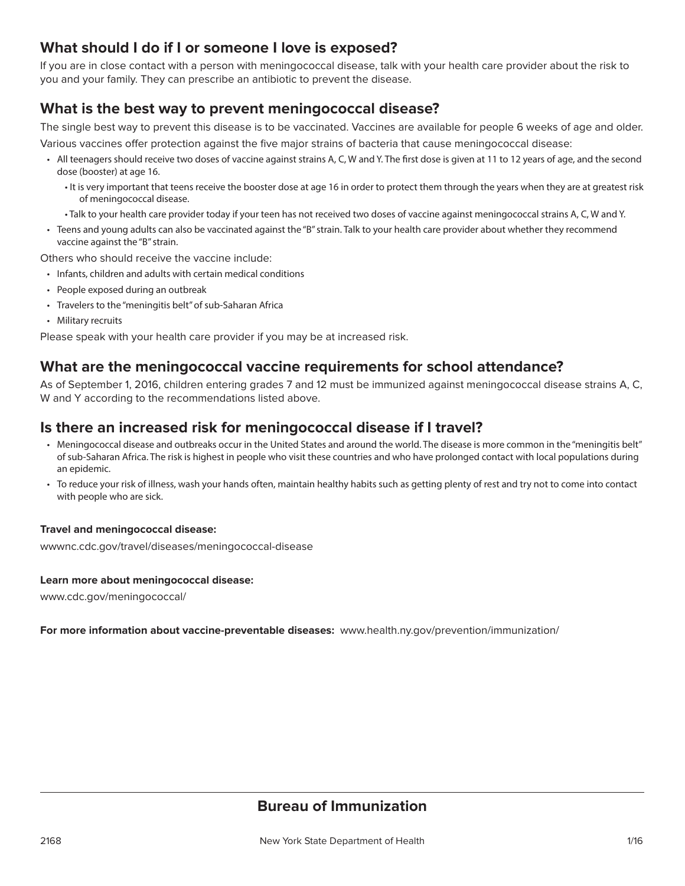## What should I do if I or someone I love is exposed?

If you are in close contact with a person with meningococcal disease, talk with your health care provider about the risk to you and your family. They can prescribe an antibiotic to prevent the disease.

## What is the best way to prevent meningococcal disease?

The single best way to prevent this disease is to be vaccinated. Vaccines are available for people 6 weeks of age and older.

Various vaccines offer protection against the five major strains of bacteria that cause meningococcal disease:

- All teenagers should receive two doses of vaccine against strains A, C, W and Y. The first dose is given at 11 to 12 years of age, and the second dose (booster) at age 16.
  - It is very important that teens receive the booster dose at age 16 in order to protect them through the years when they are at greatest risk of meningococcal disease.
  - Talk to your health care provider today if your teen has not received two doses of vaccine against meningococcal strains A, C, W and Y.
- Teens and young adults can also be vaccinated against the "B" strain. Talk to your health care provider about whether they recommend vaccine against the "B" strain.

Others who should receive the vaccine include:

- Infants, children and adults with certain medical conditions
- People exposed during an outbreak
- Travelers to the "meningitis belt" of sub-Saharan Africa
- Military recruits

Please speak with your health care provider if you may be at increased risk.

## What are the meningococcal vaccine requirements for school attendance?

As of September 1, 2016, children entering grades 7 and 12 must be immunized against meningococcal disease strains A, C, W and Y according to the recommendations listed above.

## Is there an increased risk for meningococcal disease if I travel?

- Meningococcal disease and outbreaks occur in the United States and around the world. The disease is more common in the "meningitis belt" of sub-Saharan Africa. The risk is highest in people who visit these countries and who have prolonged contact with local populations during an epidemic.
- To reduce your risk of illness, wash your hands often, maintain healthy habits such as getting plenty of rest and try not to come into contact with people who are sick.

**Travel and meningococcal disease:**

wwwnc.cdc.gov/travel/diseases/meningococcal-disease

**Learn more about meningococcal disease:**

www.cdc.gov/meningococcal/

**For more information about vaccine-preventable diseases:** www.health.ny.gov/prevention/immunization/

**Bureau of Immunization**

2168 New York State Department of Health 1/16